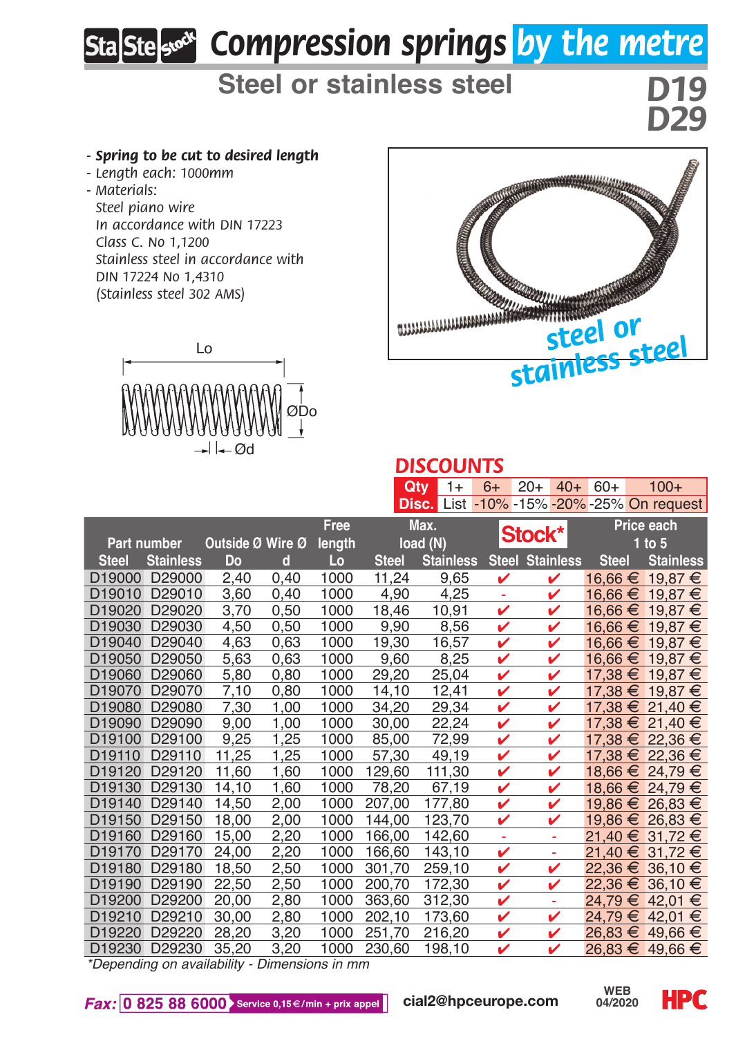# Compression springs by the metre

## Steel or stainless steel

**D19**
**D29**

- ***Spring to be cut to desired length***
- *Length each: 1000mm*
- *Materials:*
  *Steel piano wire*
  *In accordance with DIN 17223*
  *Class C. No 1,1200*
  *Stainless steel in accordance with*
  *DIN 17224 No 1,4310*
  *(Stainless steel 302 AMS)*

Lo
ØDo
Ød

steel or stainless steel

### DISCOUNTS

| Qty | 1+ | 6+ | 20+ | 40+ | 60+ | 100+ |
|---|---|---|---|---|---|---|
| Disc. | List | -10% | -15% | -20% | -25% | On request |

| Part number | | Outside Ø | Wire Ø | Free length | Max. load (N) | | Stock* | | Price each 1 to 5 | |
|---|---|---|---|---|---|---|---|---|---|---|
| Steel | Stainless | Do | d | Lo | Steel | Stainless | Steel | Stainless | Steel | Stainless |
| D19000 | D29000 | 2,40 | 0,40 | 1000 | 11,24 | 9,65 | ✔ | ✔ | 16,66 € | 19,87 € |
| D19010 | D29010 | 3,60 | 0,40 | 1000 | 4,90 | 4,25 | - | ✔ | 16,66 € | 19,87 € |
| D19020 | D29020 | 3,70 | 0,50 | 1000 | 18,46 | 10,91 | ✔ | ✔ | 16,66 € | 19,87 € |
| D19030 | D29030 | 4,50 | 0,50 | 1000 | 9,90 | 8,56 | ✔ | ✔ | 16,66 € | 19,87 € |
| D19040 | D29040 | 4,63 | 0,63 | 1000 | 19,30 | 16,57 | ✔ | ✔ | 16,66 € | 19,87 € |
| D19050 | D29050 | 5,63 | 0,63 | 1000 | 9,60 | 8,25 | ✔ | ✔ | 16,66 € | 19,87 € |
| D19060 | D29060 | 5,80 | 0,80 | 1000 | 29,20 | 25,04 | ✔ | ✔ | 17,38 € | 19,87 € |
| D19070 | D29070 | 7,10 | 0,80 | 1000 | 14,10 | 12,41 | ✔ | ✔ | 17,38 € | 19,87 € |
| D19080 | D29080 | 7,30 | 1,00 | 1000 | 34,20 | 29,34 | ✔ | ✔ | 17,38 € | 21,40 € |
| D19090 | D29090 | 9,00 | 1,00 | 1000 | 30,00 | 22,24 | ✔ | ✔ | 17,38 € | 21,40 € |
| D19100 | D29100 | 9,25 | 1,25 | 1000 | 85,00 | 72,99 | ✔ | ✔ | 17,38 € | 22,36 € |
| D19110 | D29110 | 11,25 | 1,25 | 1000 | 57,30 | 49,19 | ✔ | ✔ | 17,38 € | 22,36 € |
| D19120 | D29120 | 11,60 | 1,60 | 1000 | 129,60 | 111,30 | ✔ | ✔ | 18,66 € | 24,79 € |
| D19130 | D29130 | 14,10 | 1,60 | 1000 | 78,20 | 67,19 | ✔ | ✔ | 18,66 € | 24,79 € |
| D19140 | D29140 | 14,50 | 2,00 | 1000 | 207,00 | 177,80 | ✔ | ✔ | 19,86 € | 26,83 € |
| D19150 | D29150 | 18,00 | 2,00 | 1000 | 144,00 | 123,70 | ✔ | ✔ | 19,86 € | 26,83 € |
| D19160 | D29160 | 15,00 | 2,20 | 1000 | 166,00 | 142,60 | - | - | 21,40 € | 31,72 € |
| D19170 | D29170 | 24,00 | 2,20 | 1000 | 166,60 | 143,10 | ✔ | - | 21,40 € | 31,72 € |
| D19180 | D29180 | 18,50 | 2,50 | 1000 | 301,70 | 259,10 | ✔ | ✔ | 22,36 € | 36,10 € |
| D19190 | D29190 | 22,50 | 2,50 | 1000 | 200,70 | 172,30 | ✔ | ✔ | 22,36 € | 36,10 € |
| D19200 | D29200 | 20,00 | 2,80 | 1000 | 363,60 | 312,30 | ✔ | - | 24,79 € | 42,01 € |
| D19210 | D29210 | 30,00 | 2,80 | 1000 | 202,10 | 173,60 | ✔ | ✔ | 24,79 € | 42,01 € |
| D19220 | D29220 | 28,20 | 3,20 | 1000 | 251,70 | 216,20 | ✔ | ✔ | 26,83 € | 49,66 € |
| D19230 | D29230 | 35,20 | 3,20 | 1000 | 230,60 | 198,10 | ✔ | ✔ | 26,83 € | 49,66 € |

*\*Depending on availability - Dimensions in mm*

**Fax:** 0 825 88 6000 Service 0,15€/min + prix appel — cial2@hpceurope.com — WEB 04/2020 — HPC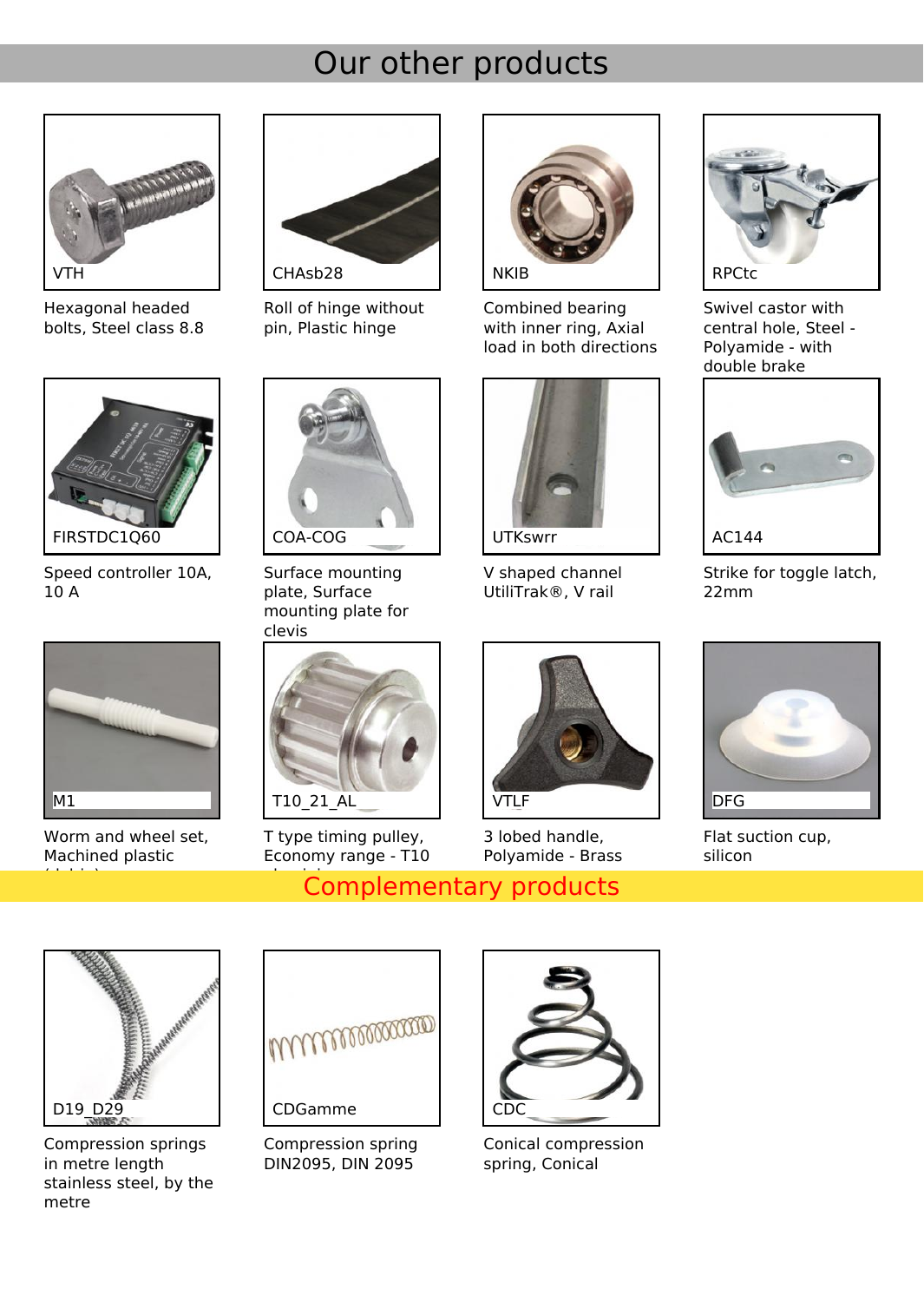# Our other products

VTH

Hexagonal headed bolts, Steel class 8.8

CHAsb28

Roll of hinge without pin, Plastic hinge

NKIB

Combined bearing with inner ring, Axial load in both directions

RPCtc

Swivel castor with central hole, Steel - Polyamide - with double brake

FIRSTDC1Q60

Speed controller 10A, 10 A

COA-COG

Surface mounting plate, Surface mounting plate for clevis

UTKswrr

V shaped channel UtiliTrak®, V rail

AC144

Strike for toggle latch, 22mm

M1

Worm and wheel set, Machined plastic

T10_21_AL

T type timing pulley, Economy range - T10

VTLF

3 lobed handle, Polyamide - Brass

DFG

Flat suction cup, silicon

# Complementary products

D19_D29

Compression springs in metre length stainless steel, by the metre

CDGamme

Compression spring DIN2095, DIN 2095

CDC

Conical compression spring, Conical